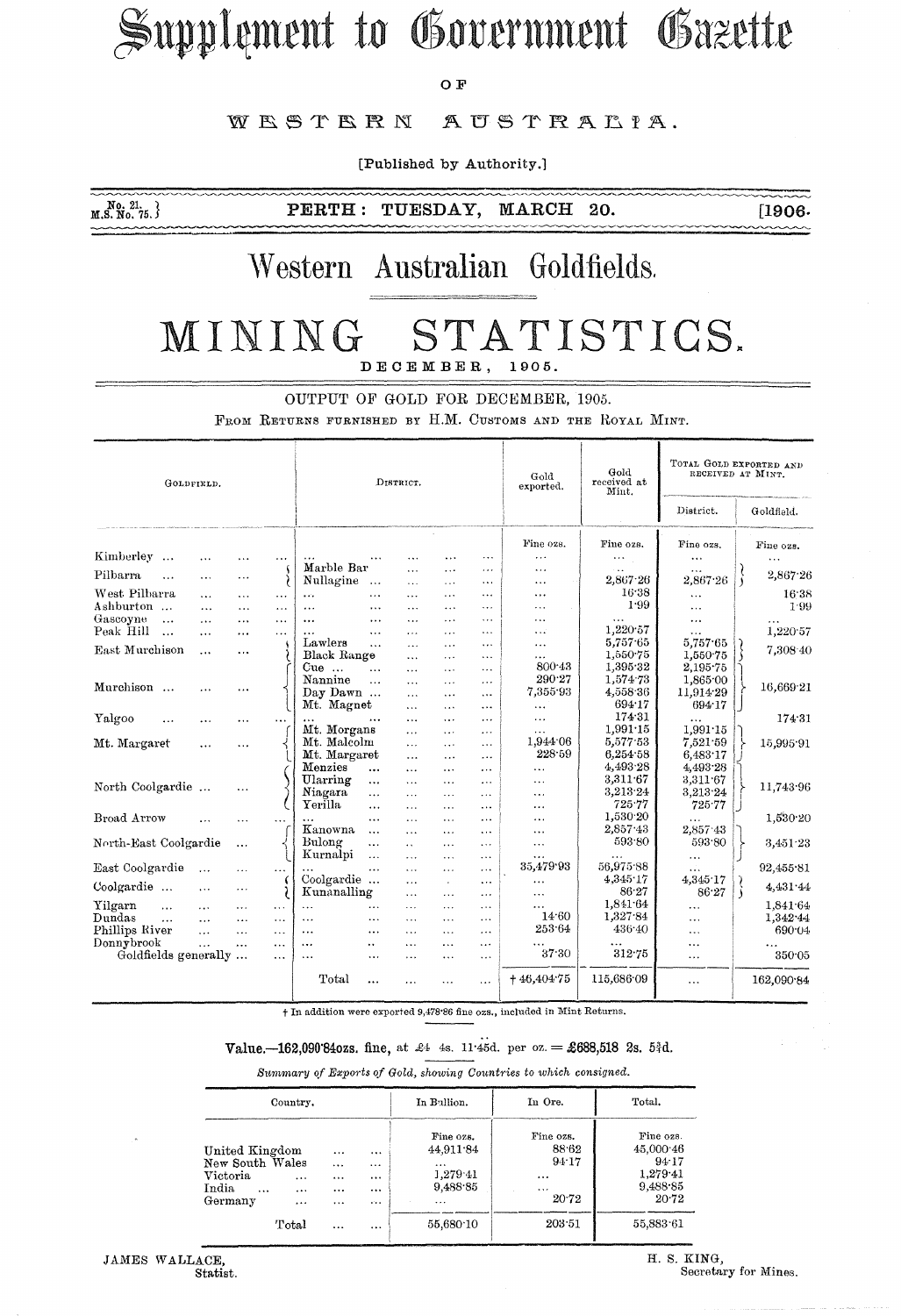# Supplement to Government Gazette

OF

# WESTERN AUSTRALIA.

[Published by Authority.]

No. 21. M.S. No. 75. | PERTH: TUESDAY, MARCH 20. | [1906.

# Western Australian Goldfields.

# MINING STATISTICS.

DECEMBER, 1905.

## OUTPUT OF GOLD FOR DECEMBER, 1905.

FROM RETURNS FURNISHED BY H.M. CUSTOMS AND THE ROYAL MINT.

| Goldfield. | District. | Gold exported. | Gold received at Mint. | Total Gold Exported and Received at Mint. | |
|---|---|---|---|---|---|
| | | | | District. | Goldfield. |
| | | Fine ozs. | Fine ozs. | Fine ozs. | Fine ozs. |
| Kimberley ... | ... | ... | ... | ... | ... |
| Pilbarra ... | Marble Bar | ... | .. | ... | 2,867·26 |
| | Nullagine ... | ... | 2,867·26 | 2,867·26 | |
| West Pilbarra | ... | ... | 16·38 | ... | 16·38 |
| Ashburton ... | ... | ... | 1·99 | ... | 1·99 |
| Gascoyne ... | ... | ... | ... | ... | ... |
| Peak Hill ... | ... | ... | 1,220·57 | ... | 1,220·57 |
| East Murchison ... | Lawlers ... | ... | 5,757·65 | 5,757·65 | 7,308·40 |
| | Black Range | ... | 1,550·75 | 1,550·75 | |
| Murchison ... | Cue ... | 800·43 | 1,395·32 | 2,195·75 | 16,669·21 |
| | Nannine ... | 290·27 | 1,574·73 | 1,865·00 | |
| | Day Dawn ... | 7,355·93 | 4,558·36 | 11,914·29 | |
| | Mt. Magnet | ... | 694·17 | 694·17 | |
| Yalgoo ... | ... | ... | 174·31 | ... | 174·31 |
| Mt. Margaret ... | Mt. Morgans | ... | 1,991·15 | 1,991·15 | 15,995·91 |
| | Mt. Malcolm | 1,944·06 | 5,577·53 | 7,521·59 | |
| | Mt. Margaret | 228·59 | 6,254·58 | 6,483·17 | |
| North Coolgardie ... | Menzies ... | ... | 4,493·28 | 4,493·28 | 11,743·96 |
| | Ularring ... | ... | 3,311·67 | 3,311·67 | |
| | Niagara ... | ... | 3,213·24 | 3,213·24 | |
| | Yerilla ... | ... | 725·77 | 725·77 | |
| Broad Arrow ... | ... | ... | 1,530·20 | ... | 1,530·20 |
| North-East Coolgardie ... | Kanowna ... | ... | 2,857·43 | 2,857·43 | 3,451·23 |
| | Bulong ... | ... | 593·80 | 593·80 | |
| | Kurnalpi ... | ... | ... | ... | |
| East Coolgardie ... | ... | 35,479·93 | 56,975·88 | ... | 92,455·81 |
| Coolgardie ... | Coolgardie ... | ... | 4,345·17 | 4,345·17 | 4,431·44 |
| | Kunanalling | ... | 86·27 | 86·27 | |
| Yilgarn ... | ... | ... | 1,841·64 | ... | 1,841·64 |
| Dundas ... | ... | 14·60 | 1,327·84 | ... | 1,342·44 |
| Phillips River ... | ... | 253·64 | 436·40 | ... | 690·04 |
| Donnybrook ... | ... | ... | ... | ... | ... |
| Goldfields generally ... | ... | 37·30 | 312·75 | ... | 350·05 |
| | Total ... | † 46,404·75 | 115,686·09 | ... | 162,090·84 |

† In addition were exported 9,478·86 fine ozs., included in Mint Returns.

**Value.—162,090·84ozs. fine, at £4 4s. 11·45d. per oz. = £688,518 2s. 5¾d.**

*Summary of Exports of Gold, showing Countries to which consigned.*

| Country. | In Bullion. | In Ore. | Total. |
|---|---|---|---|
| | Fine ozs. | Fine ozs. | Fine ozs. |
| United Kingdom ... ... | 44,911·84 | 88·62 | 45,000·46 |
| New South Wales ... ... | ... | 94·17 | 94·17 |
| Victoria ... ... ... | 1,279·41 | ... | 1,279·41 |
| India ... ... ... ... | 9,488·85 | ... | 9,488·85 |
| Germany ... ... ... | ... | 20·72 | 20·72 |
| Total ... ... | 55,680·10 | 203·51 | 55,883·61 |

JAMES WALLACE,
Statist.

H. S. KING,
Secretary for Mines.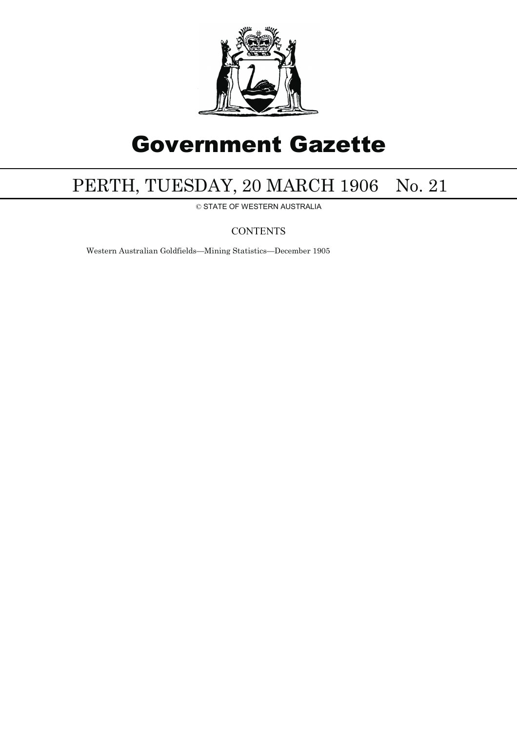# Government Gazette

## PERTH, TUESDAY, 20 MARCH 1906 No. 21

© STATE OF WESTERN AUSTRALIA

CONTENTS

Western Australian Goldfields—Mining Statistics—December 1905